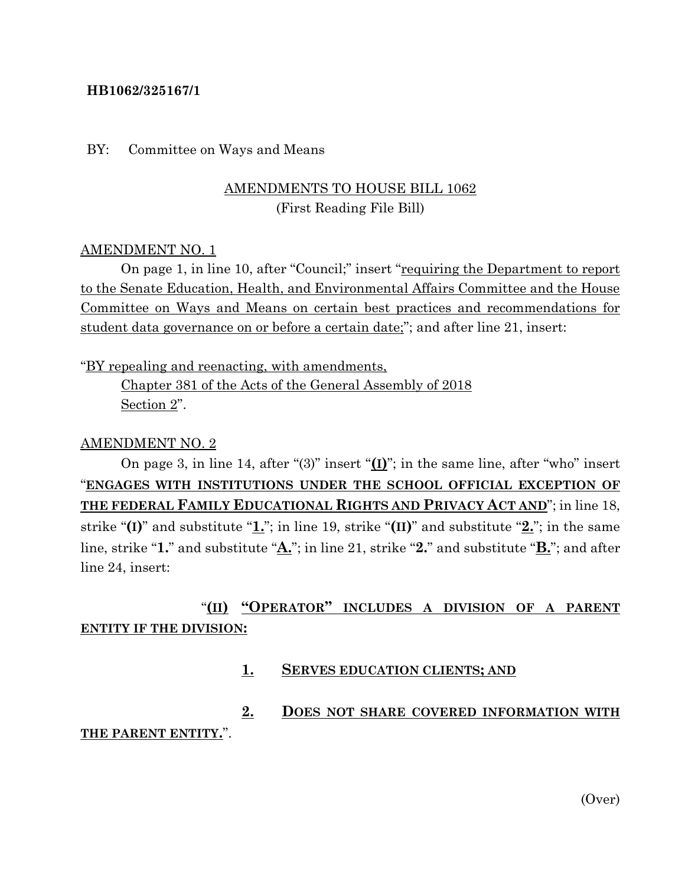**HB1062/325167/1**

BY: Committee on Ways and Means

AMENDMENTS TO HOUSE BILL 1062
(First Reading File Bill)

AMENDMENT NO. 1

On page 1, in line 10, after "Council;" insert "requiring the Department to report to the Senate Education, Health, and Environmental Affairs Committee and the House Committee on Ways and Means on certain best practices and recommendations for student data governance on or before a certain date;"; and after line 21, insert:

"BY repealing and reenacting, with amendments,
Chapter 381 of the Acts of the General Assembly of 2018
Section 2".

AMENDMENT NO. 2

On page 3, in line 14, after "(3)" insert "**(I)**"; in the same line, after "who" insert "**ENGAGES WITH INSTITUTIONS UNDER THE SCHOOL OFFICIAL EXCEPTION OF THE FEDERAL FAMILY EDUCATIONAL RIGHTS AND PRIVACY ACT AND**"; in line 18, strike "**(I)**" and substitute "**1.**"; in line 19, strike "**(II)**" and substitute "**2.**"; in the same line, strike "**1.**" and substitute "**A.**"; in line 21, strike "**2.**" and substitute "**B.**"; and after line 24, insert:

"**(II) "OPERATOR" INCLUDES A DIVISION OF A PARENT ENTITY IF THE DIVISION:**

**1. SERVES EDUCATION CLIENTS; AND**

**2. DOES NOT SHARE COVERED INFORMATION WITH THE PARENT ENTITY.**".

(Over)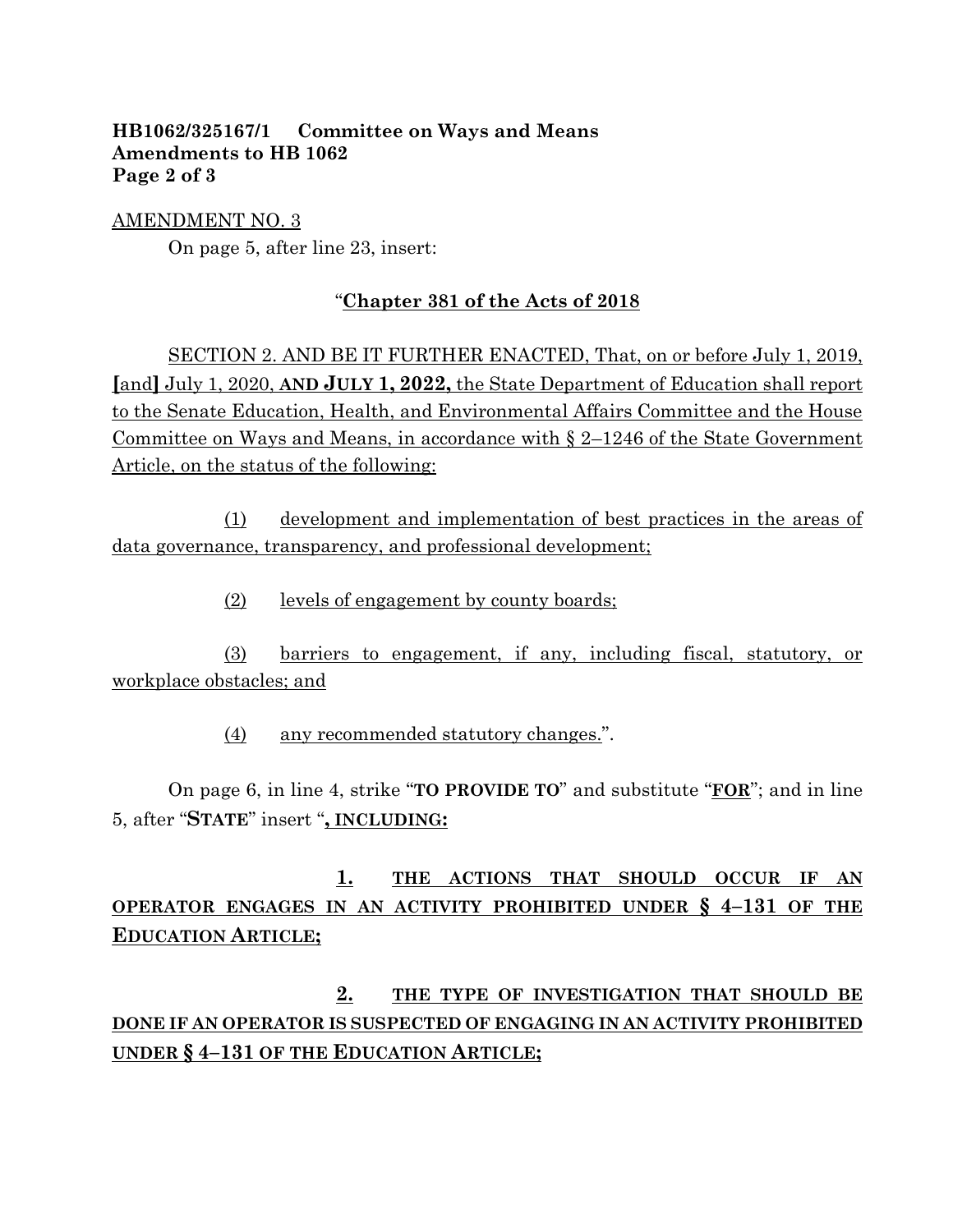**HB1062/325167/1 Committee on Ways and Means**
**Amendments to HB 1062**

AMENDMENT NO. 3

On page 5, after line 23, insert:

"**Chapter 381 of the Acts of 2018**

SECTION 2. AND BE IT FURTHER ENACTED, That, on or before July 1, 2019, **[**and**]** July 1, 2020, **AND JULY 1, 2022,** the State Department of Education shall report to the Senate Education, Health, and Environmental Affairs Committee and the House Committee on Ways and Means, in accordance with § 2–1246 of the State Government Article, on the status of the following:

(1) development and implementation of best practices in the areas of data governance, transparency, and professional development;

(2) levels of engagement by county boards;

(3) barriers to engagement, if any, including fiscal, statutory, or workplace obstacles; and

(4) any recommended statutory changes.".

On page 6, in line 4, strike "**TO PROVIDE TO**" and substitute "**FOR**"; and in line 5, after "**STATE**" insert "**, INCLUDING:**

**1. THE ACTIONS THAT SHOULD OCCUR IF AN OPERATOR ENGAGES IN AN ACTIVITY PROHIBITED UNDER § 4–131 OF THE EDUCATION ARTICLE;**

**2. THE TYPE OF INVESTIGATION THAT SHOULD BE DONE IF AN OPERATOR IS SUSPECTED OF ENGAGING IN AN ACTIVITY PROHIBITED UNDER § 4–131 OF THE EDUCATION ARTICLE;**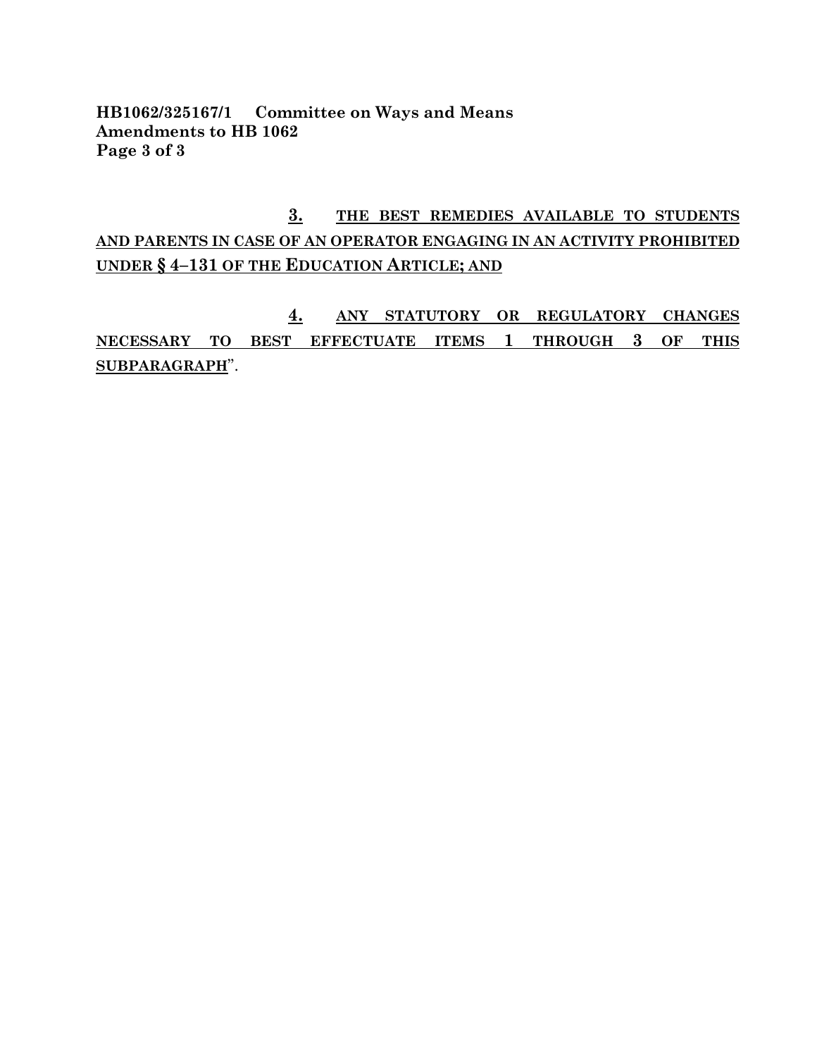3. THE BEST REMEDIES AVAILABLE TO STUDENTS AND PARENTS IN CASE OF AN OPERATOR ENGAGING IN AN ACTIVITY PROHIBITED UNDER § 4–131 OF THE EDUCATION ARTICLE; AND

4. ANY STATUTORY OR REGULATORY CHANGES NECESSARY TO BEST EFFECTUATE ITEMS 1 THROUGH 3 OF THIS SUBPARAGRAPH".